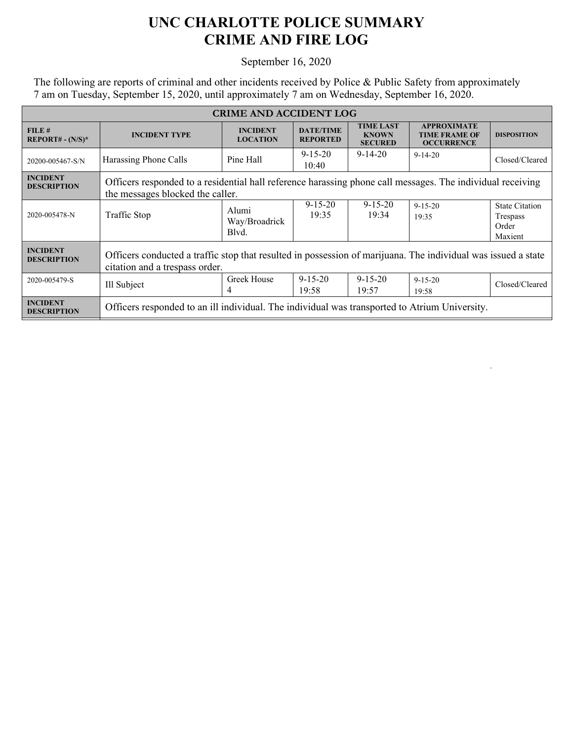# UNC CHARLOTTE POLICE SUMMARY
# CRIME AND FIRE LOG

September 16, 2020

The following are reports of criminal and other incidents received by Police & Public Safety from approximately 7 am on Tuesday, September 15, 2020, until approximately 7 am on Wednesday, September 16, 2020.

| CRIME AND ACCIDENT LOG | | | | | | |
|---|---|---|---|---|---|---|
| **FILE # REPORT# - (N/S)*** | **INCIDENT TYPE** | **INCIDENT LOCATION** | **DATE/TIME REPORTED** | **TIME LAST KNOWN SECURED** | **APPROXIMATE TIME FRAME OF OCCURRENCE** | **DISPOSITION** |
| 20200-005467-S/N | Harassing Phone Calls | Pine Hall | 9-15-20 10:40 | 9-14-20 | 9-14-20 | Closed/Cleared |
| **INCIDENT DESCRIPTION** | Officers responded to a residential hall reference harassing phone call messages. The individual receiving the messages blocked the caller. | | | | | |
| 2020-005478-N | Traffic Stop | Alumi Way/Broadrick Blvd. | 9-15-20 19:35 | 9-15-20 19:34 | 9-15-20 19:35 | State Citation Trespass Order Maxient |
| **INCIDENT DESCRIPTION** | Officers conducted a traffic stop that resulted in possession of marijuana. The individual was issued a state citation and a trespass order. | | | | | |
| 2020-005479-S | Ill Subject | Greek House 4 | 9-15-20 19:58 | 9-15-20 19:57 | 9-15-20 19:58 | Closed/Cleared |
| **INCIDENT DESCRIPTION** | Officers responded to an ill individual. The individual was transported to Atrium University. | | | | | |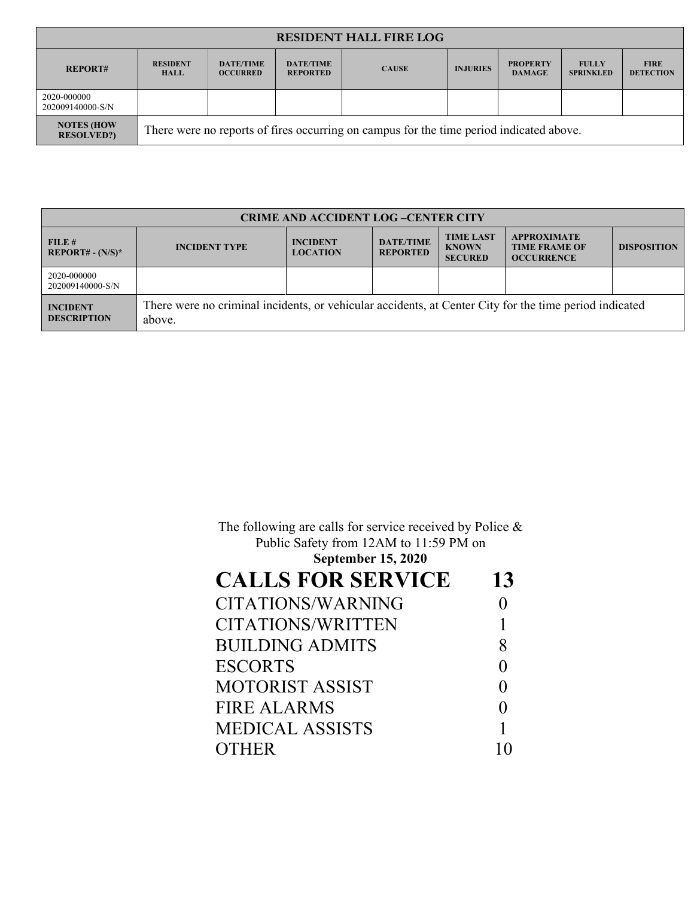| RESIDENT HALL FIRE LOG | | | | | | | | |
|---|---|---|---|---|---|---|---|---|
| **REPORT#** | **RESIDENT HALL** | **DATE/TIME OCCURRED** | **DATE/TIME REPORTED** | **CAUSE** | **INJURIES** | **PROPERTY DAMAGE** | **FULLY SPRINKLED** | **FIRE DETECTION** |
| 2020-000000 202009140000-S/N | | | | | | | | |
| **NOTES (HOW RESOLVED?)** | There were no reports of fires occurring on campus for the time period indicated above. | | | | | | | |

| CRIME AND ACCIDENT LOG –CENTER CITY | | | | | | |
|---|---|---|---|---|---|---|
| **FILE # REPORT# - (N/S)*** | **INCIDENT TYPE** | **INCIDENT LOCATION** | **DATE/TIME REPORTED** | **TIME LAST KNOWN SECURED** | **APPROXIMATE TIME FRAME OF OCCURRENCE** | **DISPOSITION** |
| 2020-000000 202009140000-S/N | | | | | | |
| **INCIDENT DESCRIPTION** | There were no criminal incidents, or vehicular accidents, at Center City for the time period indicated above. | | | | | |

The following are calls for service received by Police & Public Safety from 12AM to 11:59 PM on
**September 15, 2020**

| | |
|---|---|
| **CALLS FOR SERVICE** | **13** |
| CITATIONS/WARNING | 0 |
| CITATIONS/WRITTEN | 1 |
| BUILDING ADMITS | 8 |
| ESCORTS | 0 |
| MOTORIST ASSIST | 0 |
| FIRE ALARMS | 0 |
| MEDICAL ASSISTS | 1 |
| OTHER | 10 |